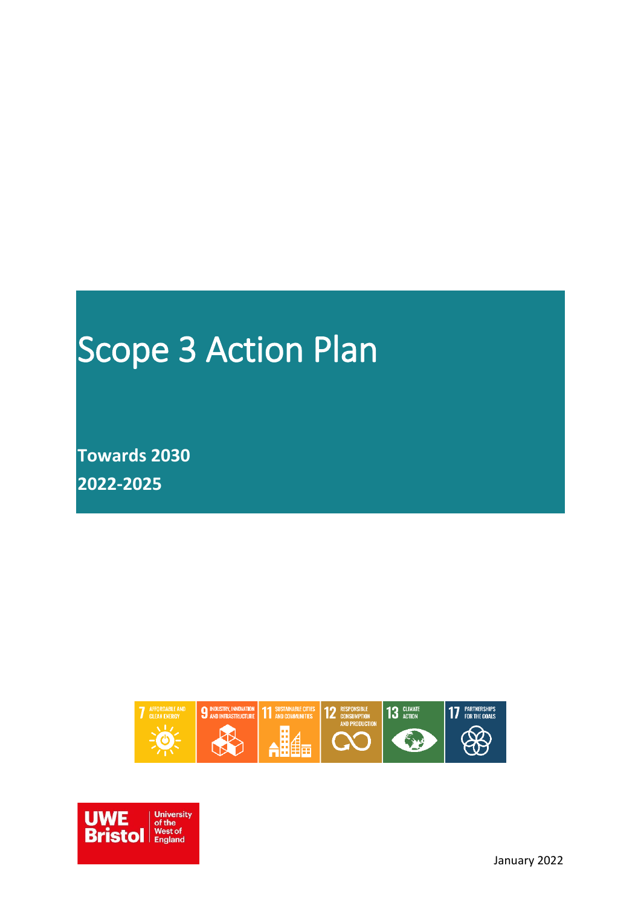# Scope 3 Action Plan

**Towards 2030**

**2022-2025**

January 2022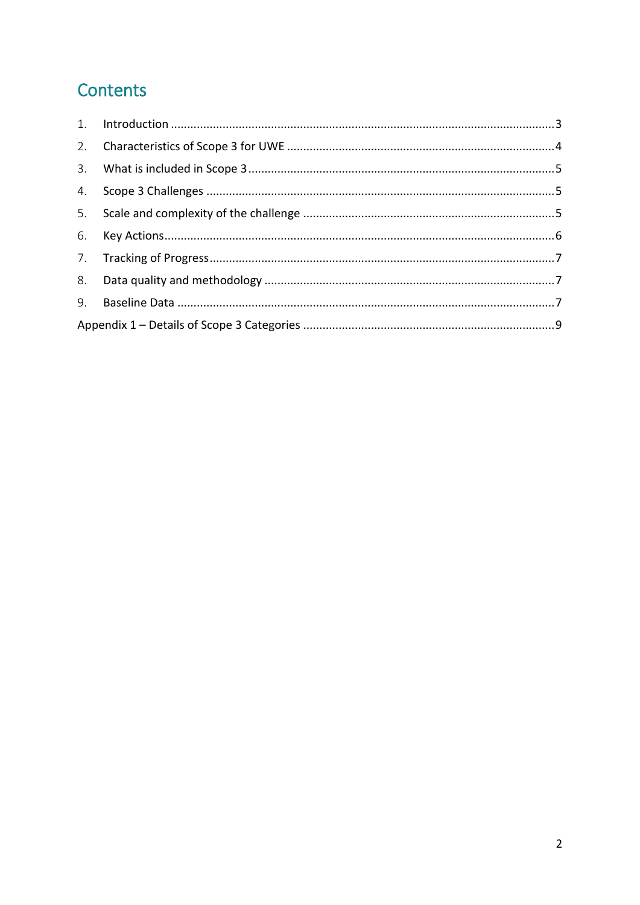## Contents

1. Introduction ....................................................................................................................3
2. Characteristics of Scope 3 for UWE ...............................................................................4
3. What is included in Scope 3 ...........................................................................................5
4. Scope 3 Challenges ........................................................................................................5
5. Scale and complexity of the challenge ...........................................................................5
6. Key Actions ....................................................................................................................6
7. Tracking of Progress .......................................................................................................7
8. Data quality and methodology .......................................................................................7
9. Baseline Data .................................................................................................................7

Appendix 1 – Details of Scope 3 Categories ........................................................................9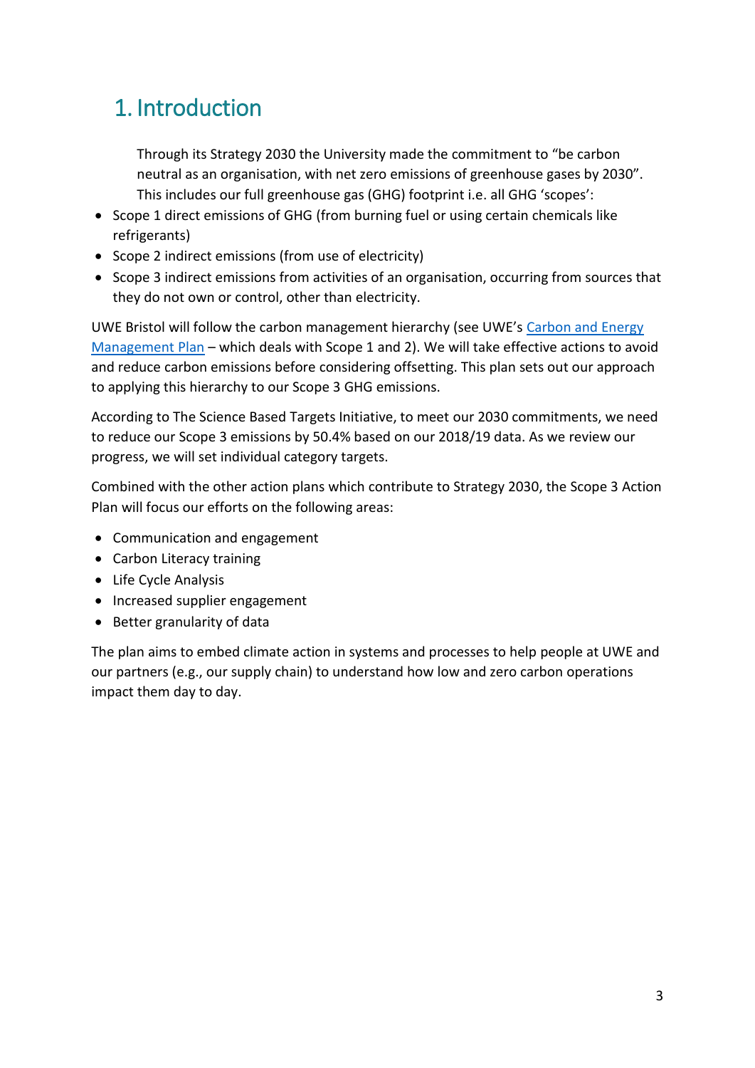# 1. Introduction

Through its Strategy 2030 the University made the commitment to "be carbon neutral as an organisation, with net zero emissions of greenhouse gases by 2030". This includes our full greenhouse gas (GHG) footprint i.e. all GHG 'scopes':

- Scope 1 direct emissions of GHG (from burning fuel or using certain chemicals like refrigerants)
- Scope 2 indirect emissions (from use of electricity)
- Scope 3 indirect emissions from activities of an organisation, occurring from sources that they do not own or control, other than electricity.

UWE Bristol will follow the carbon management hierarchy (see UWE's Carbon and Energy Management Plan – which deals with Scope 1 and 2). We will take effective actions to avoid and reduce carbon emissions before considering offsetting. This plan sets out our approach to applying this hierarchy to our Scope 3 GHG emissions.

According to The Science Based Targets Initiative, to meet our 2030 commitments, we need to reduce our Scope 3 emissions by 50.4% based on our 2018/19 data. As we review our progress, we will set individual category targets.

Combined with the other action plans which contribute to Strategy 2030, the Scope 3 Action Plan will focus our efforts on the following areas:

- Communication and engagement
- Carbon Literacy training
- Life Cycle Analysis
- Increased supplier engagement
- Better granularity of data

The plan aims to embed climate action in systems and processes to help people at UWE and our partners (e.g., our supply chain) to understand how low and zero carbon operations impact them day to day.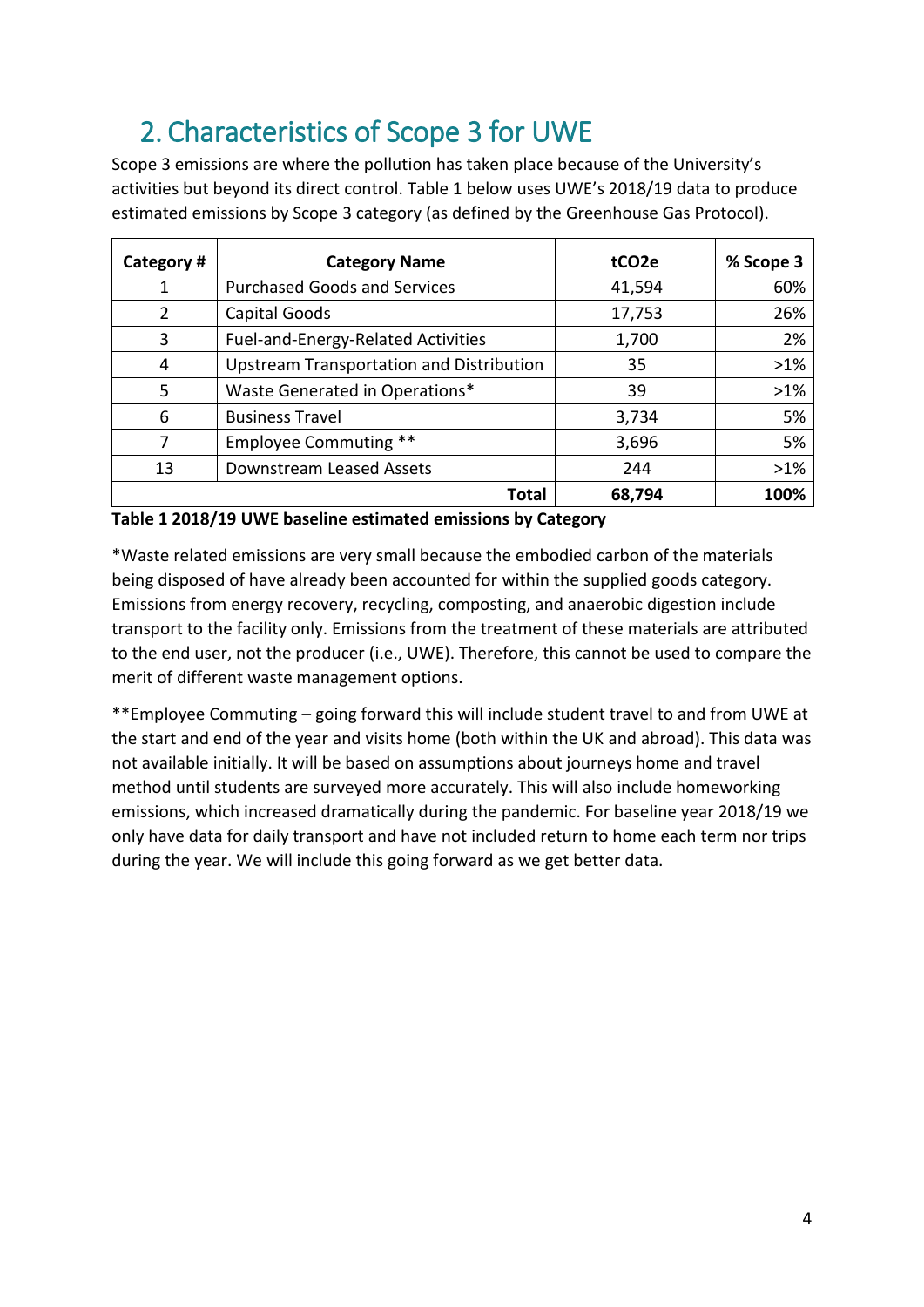## 2. Characteristics of Scope 3 for UWE

Scope 3 emissions are where the pollution has taken place because of the University's activities but beyond its direct control. Table 1 below uses UWE's 2018/19 data to produce estimated emissions by Scope 3 category (as defined by the Greenhouse Gas Protocol).

| Category # | Category Name | tCO2e | % Scope 3 |
|---|---|---|---|
| 1 | Purchased Goods and Services | 41,594 | 60% |
| 2 | Capital Goods | 17,753 | 26% |
| 3 | Fuel-and-Energy-Related Activities | 1,700 | 2% |
| 4 | Upstream Transportation and Distribution | 35 | >1% |
| 5 | Waste Generated in Operations* | 39 | >1% |
| 6 | Business Travel | 3,734 | 5% |
| 7 | Employee Commuting ** | 3,696 | 5% |
| 13 | Downstream Leased Assets | 244 | >1% |
| | **Total** | **68,794** | **100%** |

**Table 1 2018/19 UWE baseline estimated emissions by Category**

*Waste related emissions are very small because the embodied carbon of the materials being disposed of have already been accounted for within the supplied goods category. Emissions from energy recovery, recycling, composting, and anaerobic digestion include transport to the facility only. Emissions from the treatment of these materials are attributed to the end user, not the producer (i.e., UWE). Therefore, this cannot be used to compare the merit of different waste management options.

**Employee Commuting – going forward this will include student travel to and from UWE at the start and end of the year and visits home (both within the UK and abroad). This data was not available initially. It will be based on assumptions about journeys home and travel method until students are surveyed more accurately. This will also include homeworking emissions, which increased dramatically during the pandemic. For baseline year 2018/19 we only have data for daily transport and have not included return to home each term nor trips during the year. We will include this going forward as we get better data.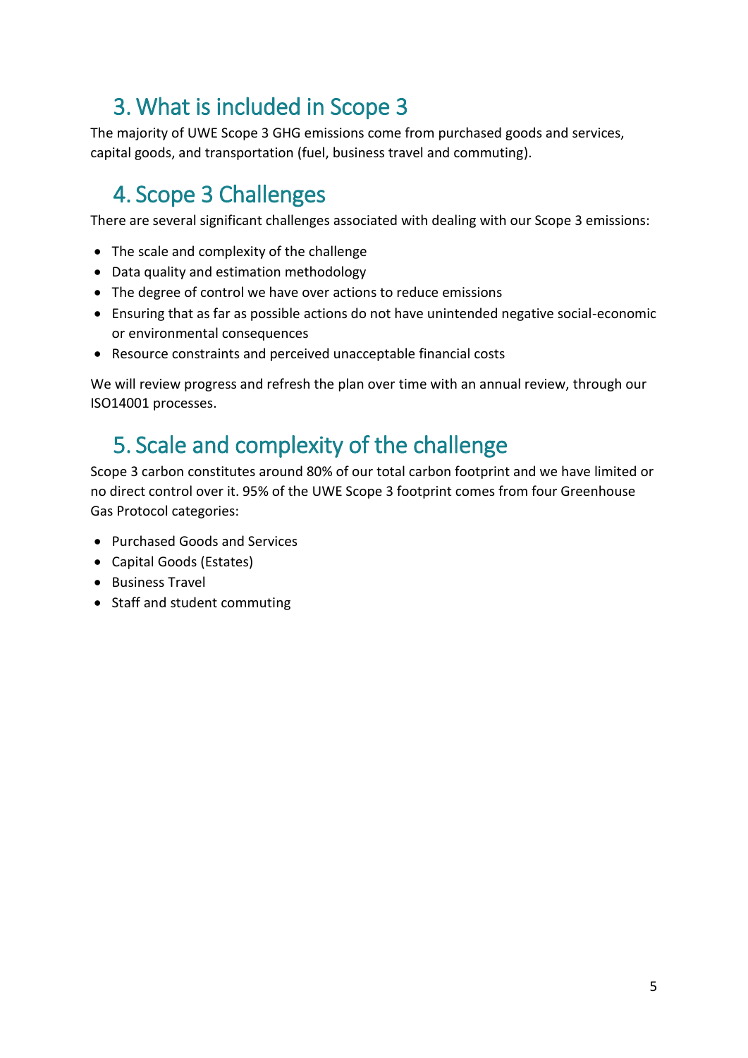## 3. What is included in Scope 3

The majority of UWE Scope 3 GHG emissions come from purchased goods and services, capital goods, and transportation (fuel, business travel and commuting).

## 4. Scope 3 Challenges

There are several significant challenges associated with dealing with our Scope 3 emissions:

- The scale and complexity of the challenge
- Data quality and estimation methodology
- The degree of control we have over actions to reduce emissions
- Ensuring that as far as possible actions do not have unintended negative social-economic or environmental consequences
- Resource constraints and perceived unacceptable financial costs

We will review progress and refresh the plan over time with an annual review, through our ISO14001 processes.

## 5. Scale and complexity of the challenge

Scope 3 carbon constitutes around 80% of our total carbon footprint and we have limited or no direct control over it. 95% of the UWE Scope 3 footprint comes from four Greenhouse Gas Protocol categories:

- Purchased Goods and Services
- Capital Goods (Estates)
- Business Travel
- Staff and student commuting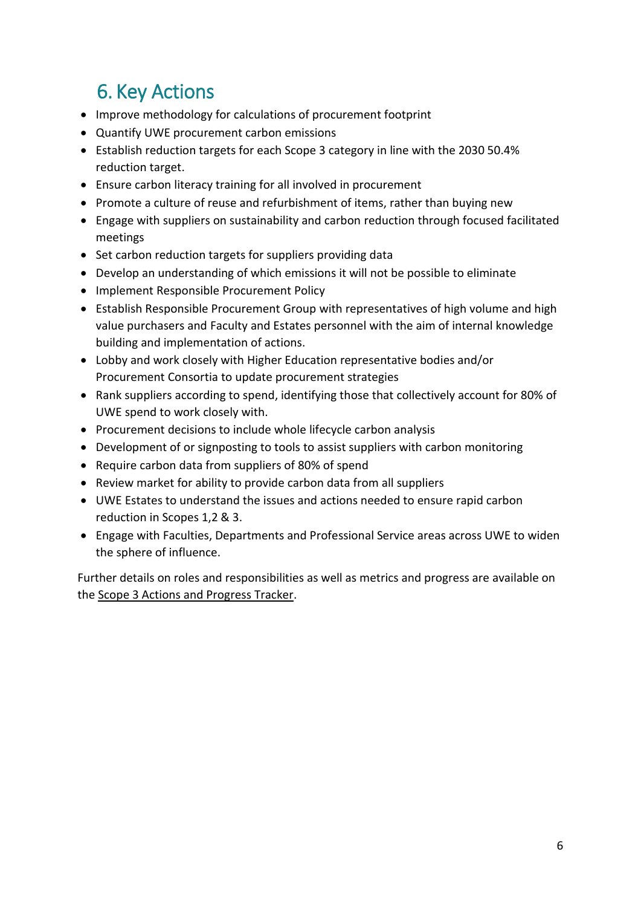## 6. Key Actions

- Improve methodology for calculations of procurement footprint
- Quantify UWE procurement carbon emissions
- Establish reduction targets for each Scope 3 category in line with the 2030 50.4% reduction target.
- Ensure carbon literacy training for all involved in procurement
- Promote a culture of reuse and refurbishment of items, rather than buying new
- Engage with suppliers on sustainability and carbon reduction through focused facilitated meetings
- Set carbon reduction targets for suppliers providing data
- Develop an understanding of which emissions it will not be possible to eliminate
- Implement Responsible Procurement Policy
- Establish Responsible Procurement Group with representatives of high volume and high value purchasers and Faculty and Estates personnel with the aim of internal knowledge building and implementation of actions.
- Lobby and work closely with Higher Education representative bodies and/or Procurement Consortia to update procurement strategies
- Rank suppliers according to spend, identifying those that collectively account for 80% of UWE spend to work closely with.
- Procurement decisions to include whole lifecycle carbon analysis
- Development of or signposting to tools to assist suppliers with carbon monitoring
- Require carbon data from suppliers of 80% of spend
- Review market for ability to provide carbon data from all suppliers
- UWE Estates to understand the issues and actions needed to ensure rapid carbon reduction in Scopes 1,2 & 3.
- Engage with Faculties, Departments and Professional Service areas across UWE to widen the sphere of influence.

Further details on roles and responsibilities as well as metrics and progress are available on the Scope 3 Actions and Progress Tracker.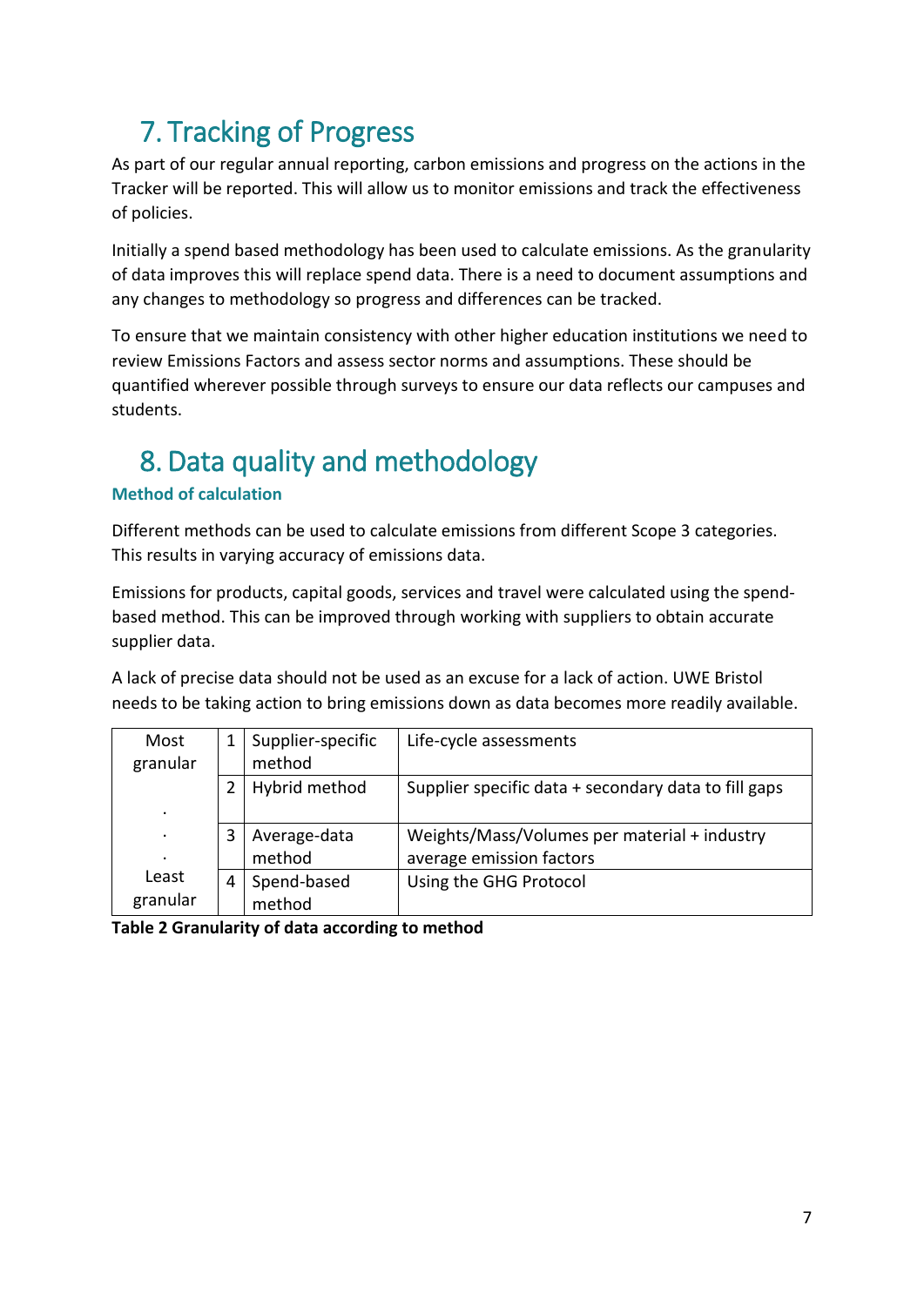# 7. Tracking of Progress

As part of our regular annual reporting, carbon emissions and progress on the actions in the Tracker will be reported. This will allow us to monitor emissions and track the effectiveness of policies.

Initially a spend based methodology has been used to calculate emissions. As the granularity of data improves this will replace spend data. There is a need to document assumptions and any changes to methodology so progress and differences can be tracked.

To ensure that we maintain consistency with other higher education institutions we need to review Emissions Factors and assess sector norms and assumptions. These should be quantified wherever possible through surveys to ensure our data reflects our campuses and students.

# 8. Data quality and methodology

### Method of calculation

Different methods can be used to calculate emissions from different Scope 3 categories. This results in varying accuracy of emissions data.

Emissions for products, capital goods, services and travel were calculated using the spend-based method. This can be improved through working with suppliers to obtain accurate supplier data.

A lack of precise data should not be used as an excuse for a lack of action. UWE Bristol needs to be taking action to bring emissions down as data becomes more readily available.

| | | | |
|---|---|---|---|
| Most granular | 1 | Supplier-specific method | Life-cycle assessments |
| . | 2 | Hybrid method | Supplier specific data + secondary data to fill gaps |
| . | 3 | Average-data method | Weights/Mass/Volumes per material + industry average emission factors |
| Least granular | 4 | Spend-based method | Using the GHG Protocol |

**Table 2 Granularity of data according to method**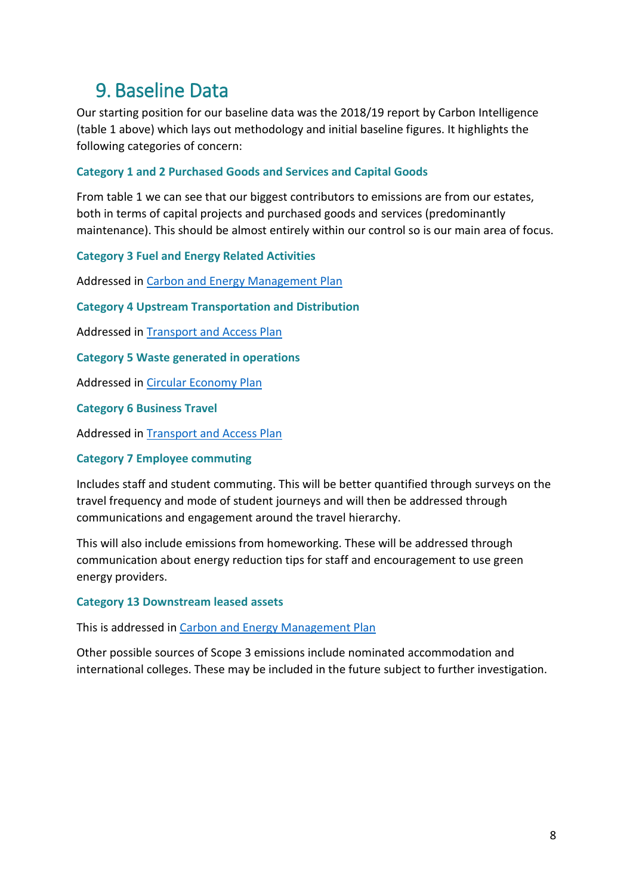# 9. Baseline Data

Our starting position for our baseline data was the 2018/19 report by Carbon Intelligence (table 1 above) which lays out methodology and initial baseline figures. It highlights the following categories of concern:

### Category 1 and 2 Purchased Goods and Services and Capital Goods

From table 1 we can see that our biggest contributors to emissions are from our estates, both in terms of capital projects and purchased goods and services (predominantly maintenance). This should be almost entirely within our control so is our main area of focus.

### Category 3 Fuel and Energy Related Activities

Addressed in Carbon and Energy Management Plan

### Category 4 Upstream Transportation and Distribution

Addressed in Transport and Access Plan

### Category 5 Waste generated in operations

Addressed in Circular Economy Plan

### Category 6 Business Travel

Addressed in Transport and Access Plan

### Category 7 Employee commuting

Includes staff and student commuting. This will be better quantified through surveys on the travel frequency and mode of student journeys and will then be addressed through communications and engagement around the travel hierarchy.

This will also include emissions from homeworking. These will be addressed through communication about energy reduction tips for staff and encouragement to use green energy providers.

### Category 13 Downstream leased assets

This is addressed in Carbon and Energy Management Plan

Other possible sources of Scope 3 emissions include nominated accommodation and international colleges. These may be included in the future subject to further investigation.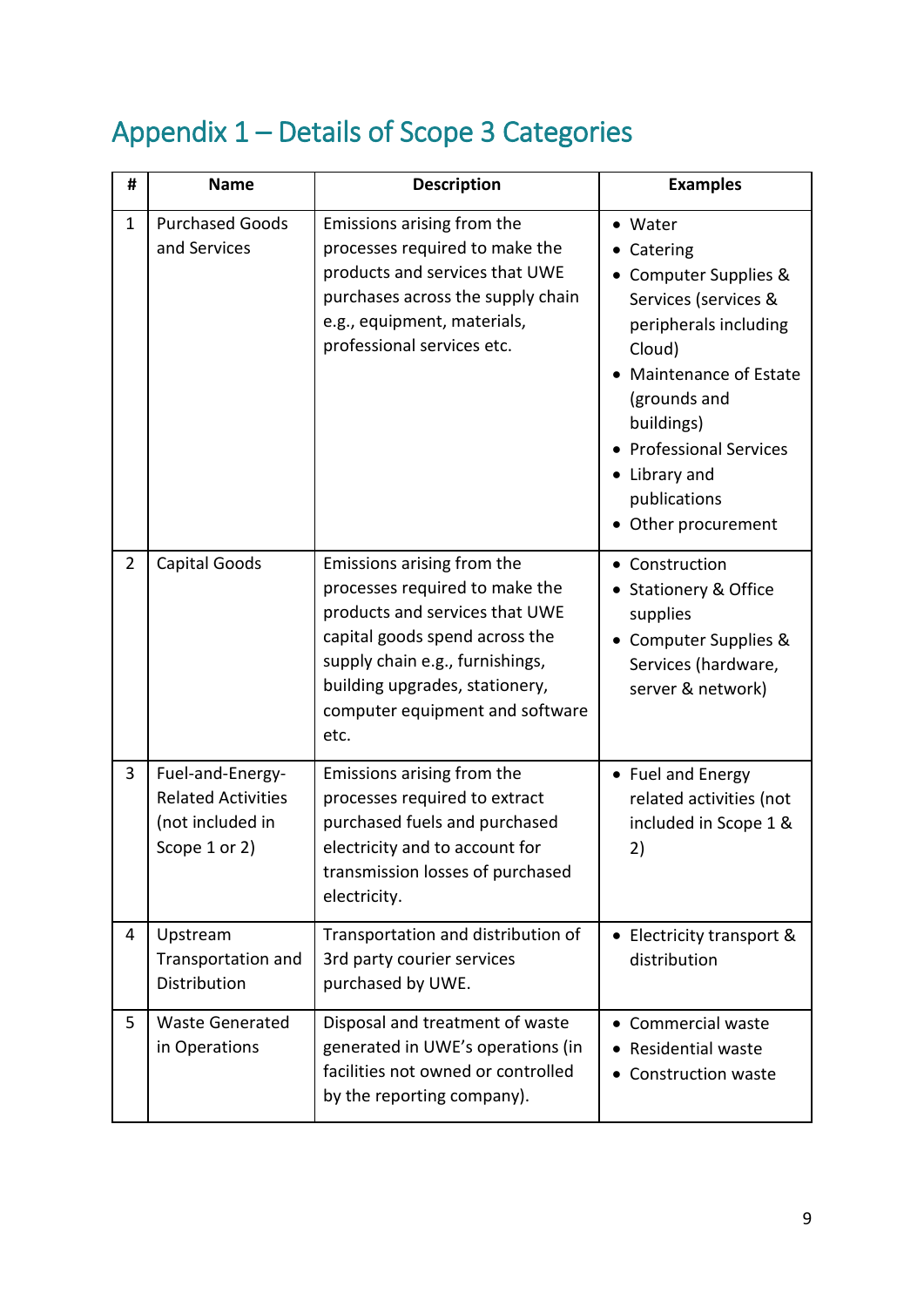# Appendix 1 – Details of Scope 3 Categories

| # | Name | Description | Examples |
|---|---|---|---|
| 1 | Purchased Goods and Services | Emissions arising from the processes required to make the products and services that UWE purchases across the supply chain e.g., equipment, materials, professional services etc. | • Water<br>• Catering<br>• Computer Supplies & Services (services & peripherals including Cloud)<br>• Maintenance of Estate (grounds and buildings)<br>• Professional Services<br>• Library and publications<br>• Other procurement |
| 2 | Capital Goods | Emissions arising from the processes required to make the products and services that UWE capital goods spend across the supply chain e.g., furnishings, building upgrades, stationery, computer equipment and software etc. | • Construction<br>• Stationery & Office supplies<br>• Computer Supplies & Services (hardware, server & network) |
| 3 | Fuel-and-Energy-Related Activities (not included in Scope 1 or 2) | Emissions arising from the processes required to extract purchased fuels and purchased electricity and to account for transmission losses of purchased electricity. | • Fuel and Energy related activities (not included in Scope 1 & 2) |
| 4 | Upstream Transportation and Distribution | Transportation and distribution of 3rd party courier services purchased by UWE. | • Electricity transport & distribution |
| 5 | Waste Generated in Operations | Disposal and treatment of waste generated in UWE's operations (in facilities not owned or controlled by the reporting company). | • Commercial waste<br>• Residential waste<br>• Construction waste |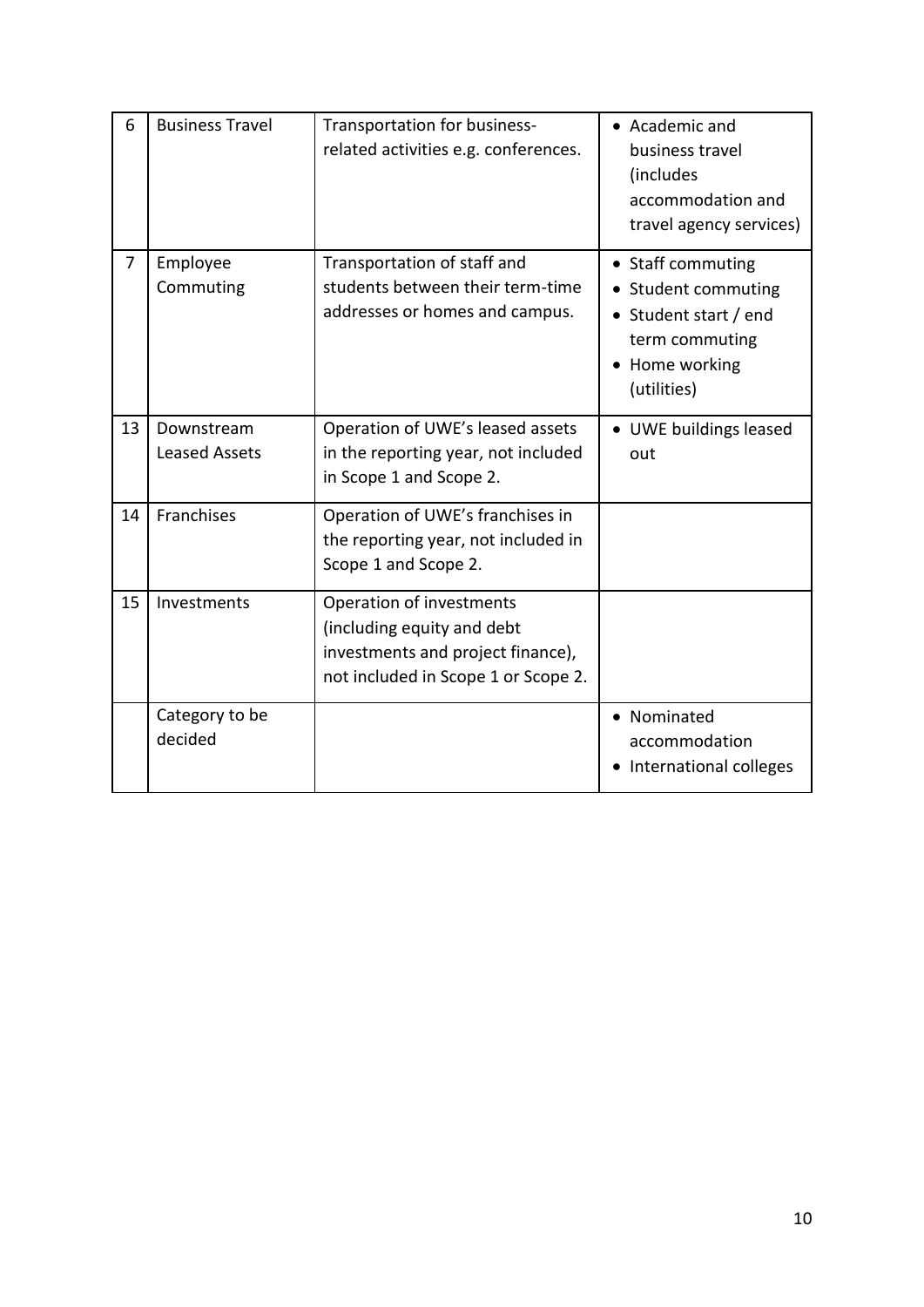| | | | |
|---|---|---|---|
| 6 | Business Travel | Transportation for business-related activities e.g. conferences. | • Academic and business travel (includes accommodation and travel agency services) |
| 7 | Employee Commuting | Transportation of staff and students between their term-time addresses or homes and campus. | • Staff commuting<br>• Student commuting<br>• Student start / end term commuting<br>• Home working (utilities) |
| 13 | Downstream Leased Assets | Operation of UWE's leased assets in the reporting year, not included in Scope 1 and Scope 2. | • UWE buildings leased out |
| 14 | Franchises | Operation of UWE's franchises in the reporting year, not included in Scope 1 and Scope 2. | |
| 15 | Investments | Operation of investments (including equity and debt investments and project finance), not included in Scope 1 or Scope 2. | |
| | Category to be decided | | • Nominated accommodation<br>• International colleges |